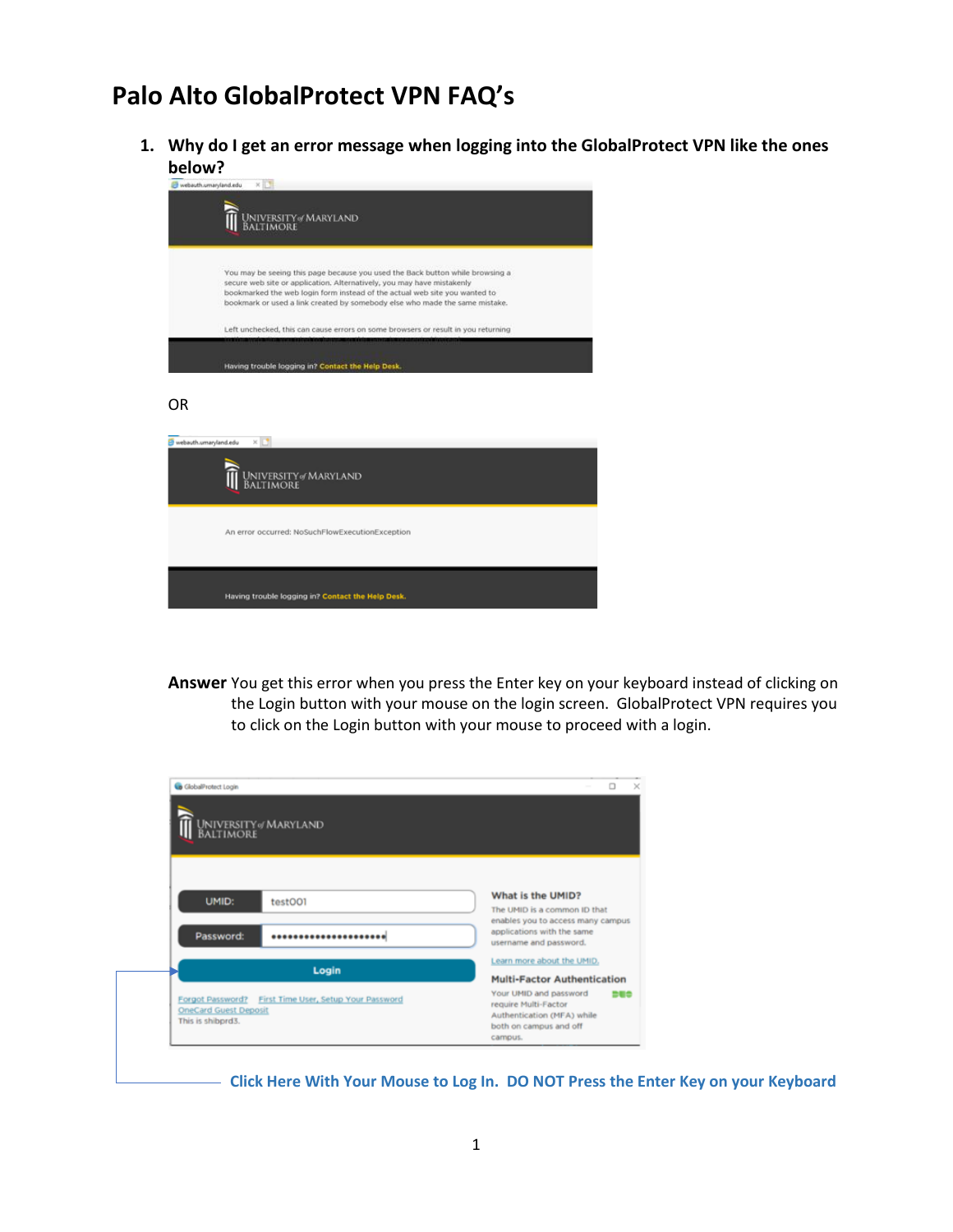# Palo Alto GlobalProtect VPN FAQ's

1. **Why do I get an error message when logging into the GlobalProtect VPN like the ones below?**

   OR

   **Answer** You get this error when you press the Enter key on your keyboard instead of clicking on the Login button with your mouse on the login screen. GlobalProtect VPN requires you to click on the Login button with your mouse to proceed with a login.

   **Click Here With Your Mouse to Log In. DO NOT Press the Enter Key on your Keyboard**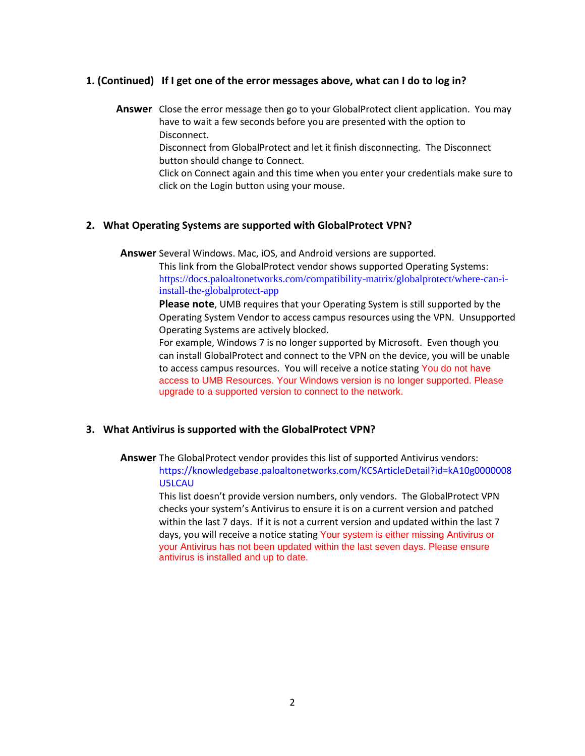## 1. (Continued) If I get one of the error messages above, what can I do to log in?

**Answer** Close the error message then go to your GlobalProtect client application. You may have to wait a few seconds before you are presented with the option to Disconnect.

Disconnect from GlobalProtect and let it finish disconnecting. The Disconnect button should change to Connect.

Click on Connect again and this time when you enter your credentials make sure to click on the Login button using your mouse.

## 2. What Operating Systems are supported with GlobalProtect VPN?

**Answer** Several Windows. Mac, iOS, and Android versions are supported.

This link from the GlobalProtect vendor shows supported Operating Systems: https://docs.paloaltonetworks.com/compatibility-matrix/globalprotect/where-can-i-install-the-globalprotect-app

**Please note**, UMB requires that your Operating System is still supported by the Operating System Vendor to access campus resources using the VPN. Unsupported Operating Systems are actively blocked.

For example, Windows 7 is no longer supported by Microsoft. Even though you can install GlobalProtect and connect to the VPN on the device, you will be unable to access campus resources. You will receive a notice stating You do not have access to UMB Resources. Your Windows version is no longer supported. Please upgrade to a supported version to connect to the network.

## 3. What Antivirus is supported with the GlobalProtect VPN?

**Answer** The GlobalProtect vendor provides this list of supported Antivirus vendors: https://knowledgebase.paloaltonetworks.com/KCSArticleDetail?id=kA10g0000008U5LCAU

This list doesn't provide version numbers, only vendors. The GlobalProtect VPN checks your system's Antivirus to ensure it is on a current version and patched within the last 7 days. If it is not a current version and updated within the last 7 days, you will receive a notice stating Your system is either missing Antivirus or your Antivirus has not been updated within the last seven days. Please ensure antivirus is installed and up to date.